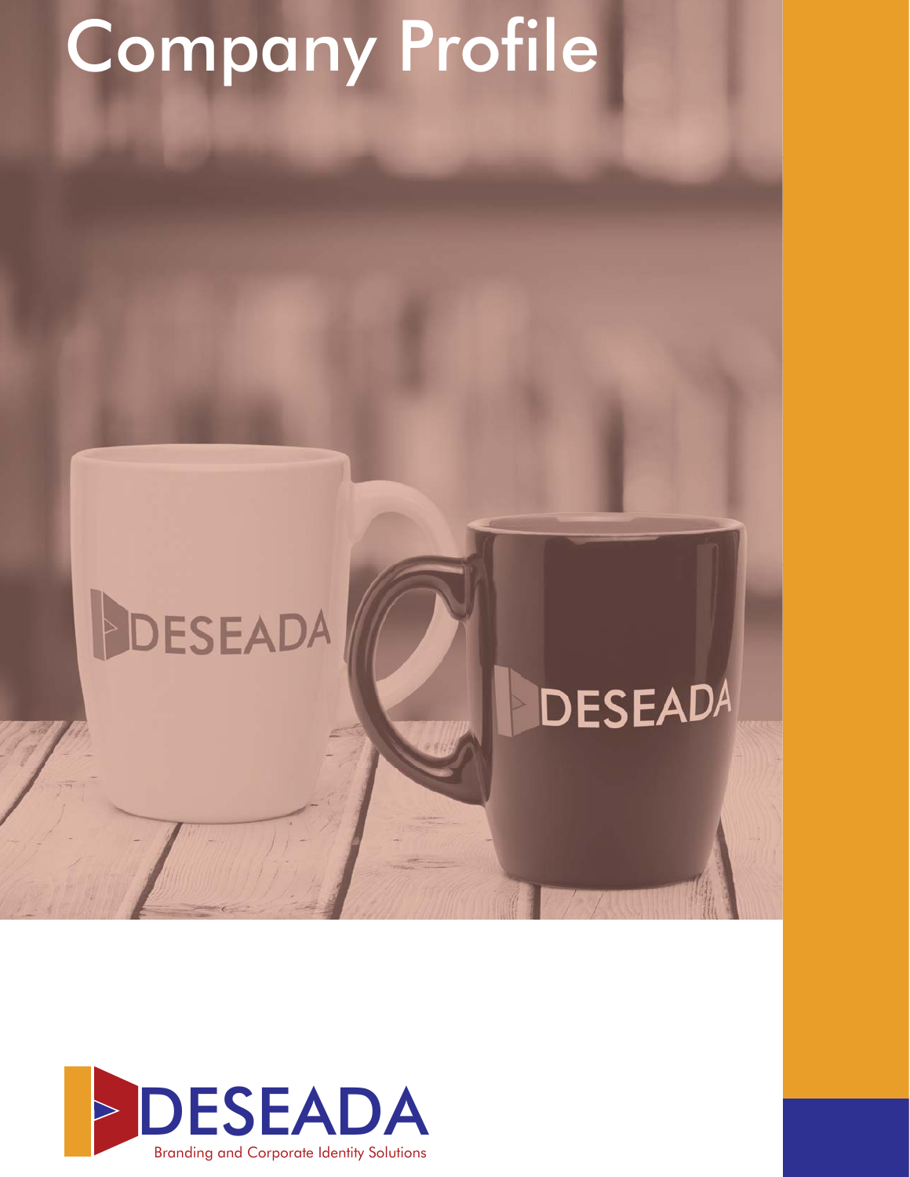# Company Profile

DESEADA

Branding and Corporate Identity Solutions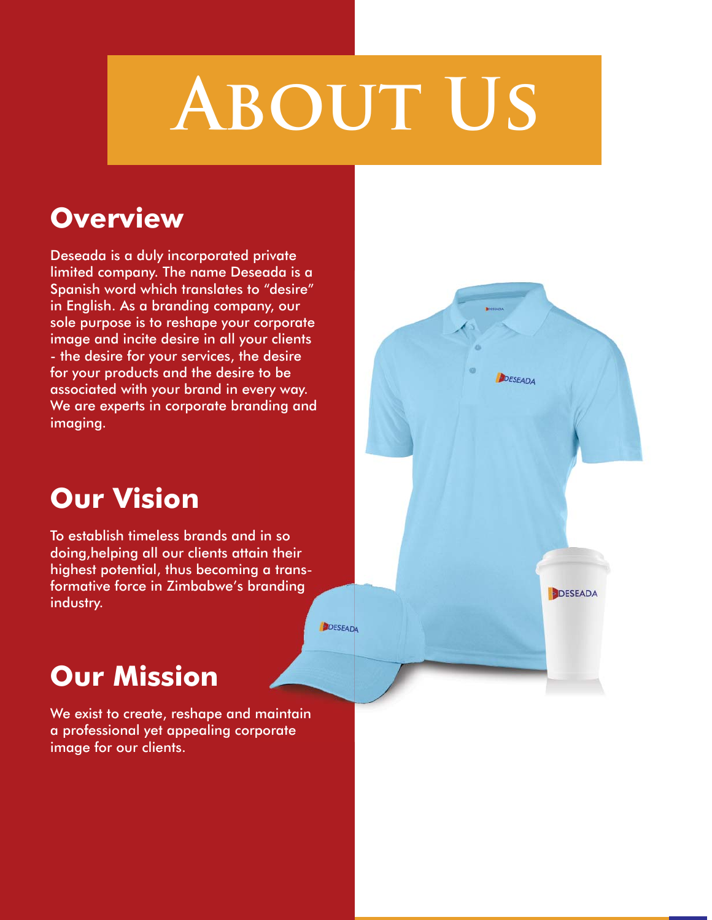# About Us

## Overview

Deseada is a duly incorporated private limited company. The name Deseada is a Spanish word which translates to "desire" in English. As a branding company, our sole purpose is to reshape your corporate image and incite desire in all your clients - the desire for your services, the desire for your products and the desire to be associated with your brand in every way. We are experts in corporate branding and imaging.

## Our Vision

To establish timeless brands and in so doing,helping all our clients attain their highest potential, thus becoming a transformative force in Zimbabwe's branding industry.

## Our Mission

We exist to create, reshape and maintain a professional yet appealing corporate image for our clients.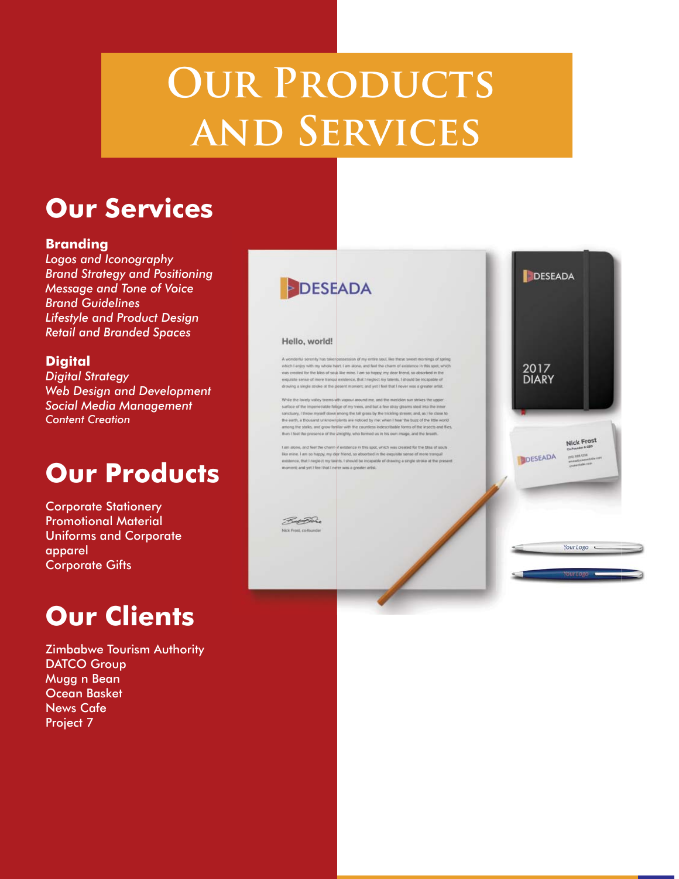# Our Products and Services

## Our Services

**Branding**
*Logos and Iconography*
*Brand Strategy and Positioning*
*Message and Tone of Voice*
*Brand Guidelines*
*Lifestyle and Product Design*
*Retail and Branded Spaces*

**Digital**
*Digital Strategy*
*Web Design and Development*
*Social Media Management*
*Content Creation*

## Our Products

Corporate Stationery
Promotional Material
Uniforms and Corporate apparel
Corporate Gifts

## Our Clients

Zimbabwe Tourism Authority
DATCO Group
Mugg n Bean
Ocean Basket
News Cafe
Project 7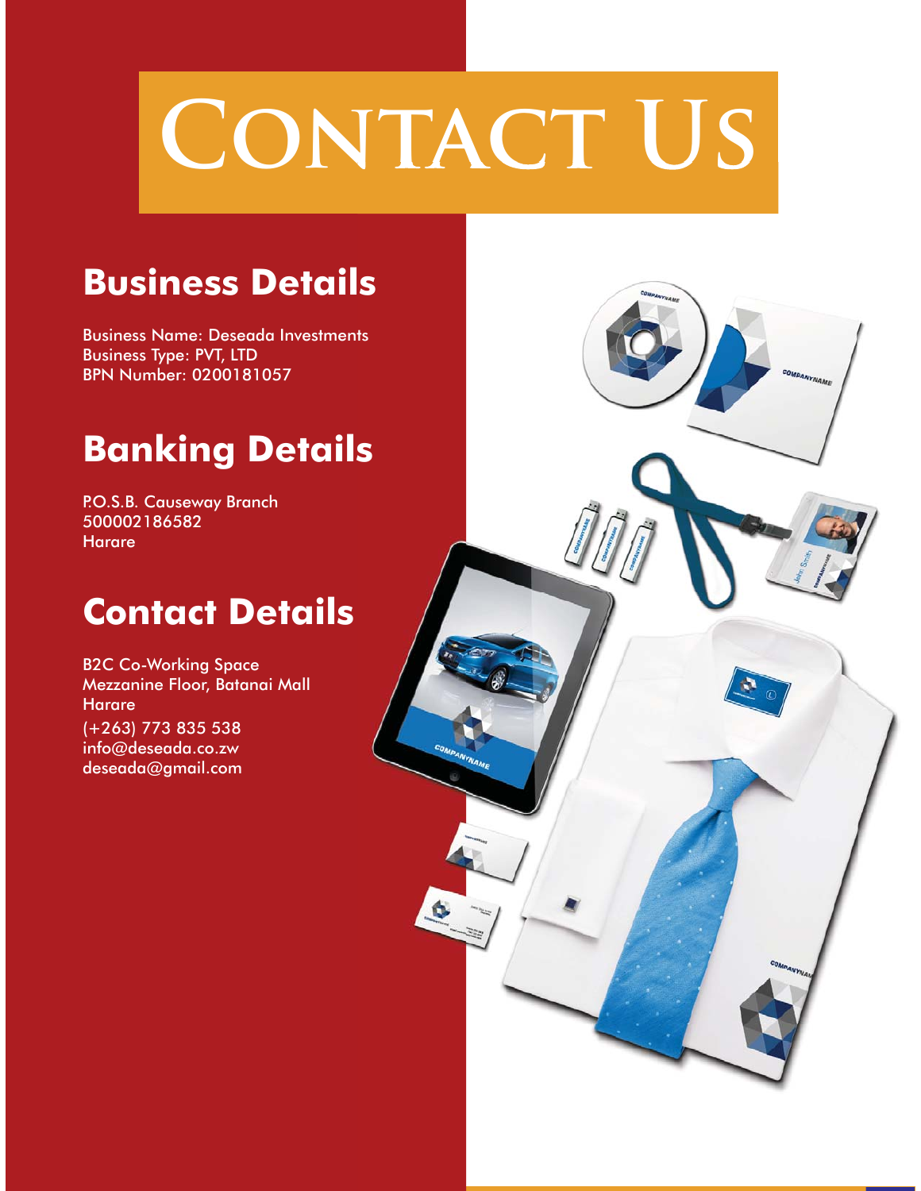# Contact Us

## Business Details

Business Name: Deseada Investments
Business Type: PVT, LTD
BPN Number: 0200181057

## Banking Details

P.O.S.B. Causeway Branch
500002186582
Harare

## Contact Details

B2C Co-Working Space
Mezzanine Floor, Batanai Mall
Harare

(+263) 773 835 538
info@deseada.co.zw
deseada@gmail.com